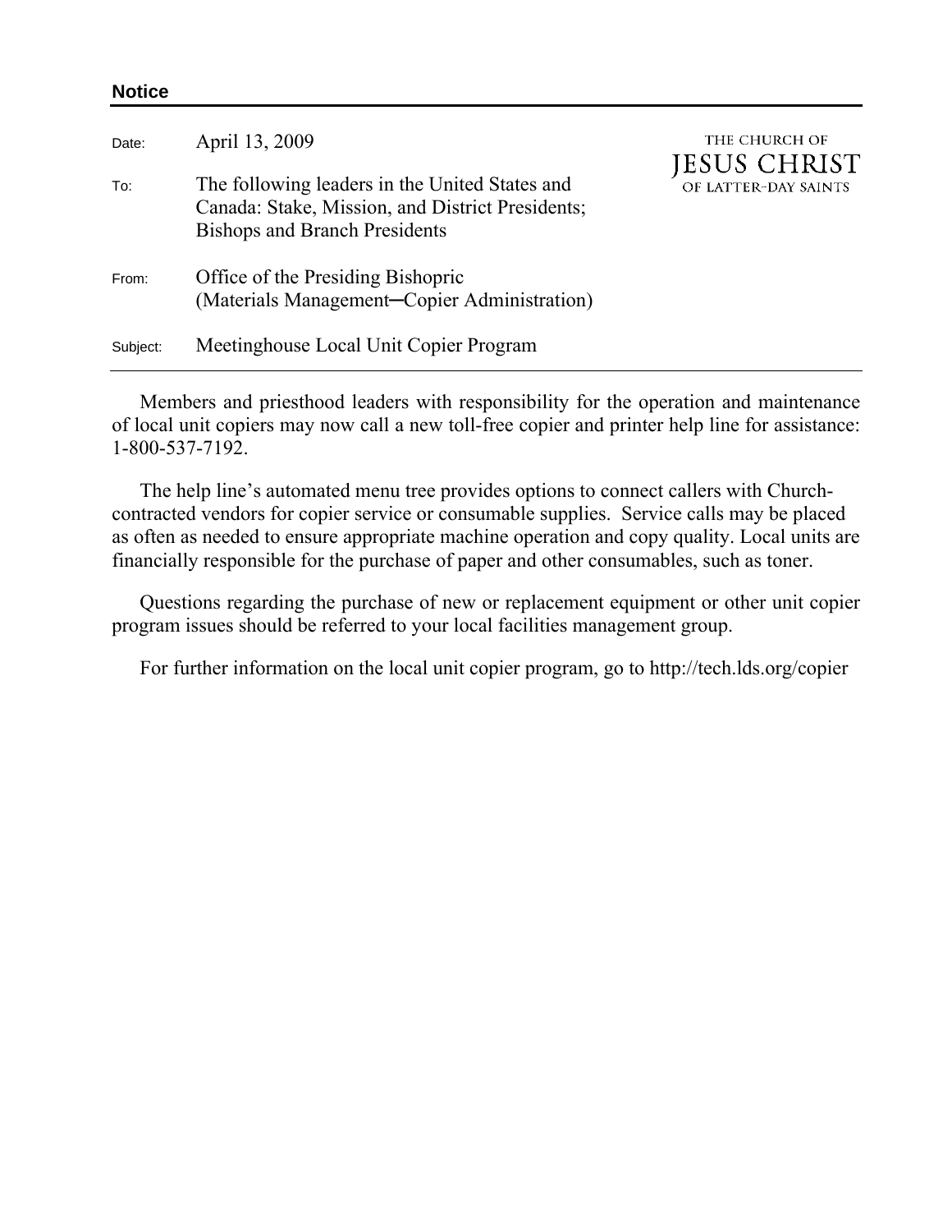**Notice**

THE CHURCH OF
JESUS CHRIST
OF LATTER-DAY SAINTS

| | |
|---|---|
| Date: | April 13, 2009 |
| To: | The following leaders in the United States and Canada: Stake, Mission, and District Presidents; Bishops and Branch Presidents |
| From: | Office of the Presiding Bishopric (Materials Management─Copier Administration) |
| Subject: | Meetinghouse Local Unit Copier Program |

Members and priesthood leaders with responsibility for the operation and maintenance of local unit copiers may now call a new toll-free copier and printer help line for assistance: 1-800-537-7192.

The help line's automated menu tree provides options to connect callers with Church-contracted vendors for copier service or consumable supplies. Service calls may be placed as often as needed to ensure appropriate machine operation and copy quality. Local units are financially responsible for the purchase of paper and other consumables, such as toner.

Questions regarding the purchase of new or replacement equipment or other unit copier program issues should be referred to your local facilities management group.

For further information on the local unit copier program, go to http://tech.lds.org/copier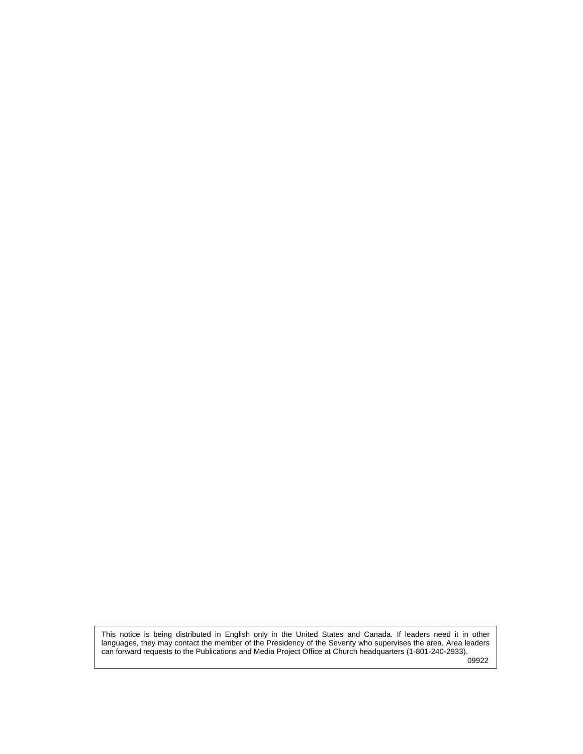This notice is being distributed in English only in the United States and Canada. If leaders need it in other languages, they may contact the member of the Presidency of the Seventy who supervises the area. Area leaders can forward requests to the Publications and Media Project Office at Church headquarters (1-801-240-2933).

09922